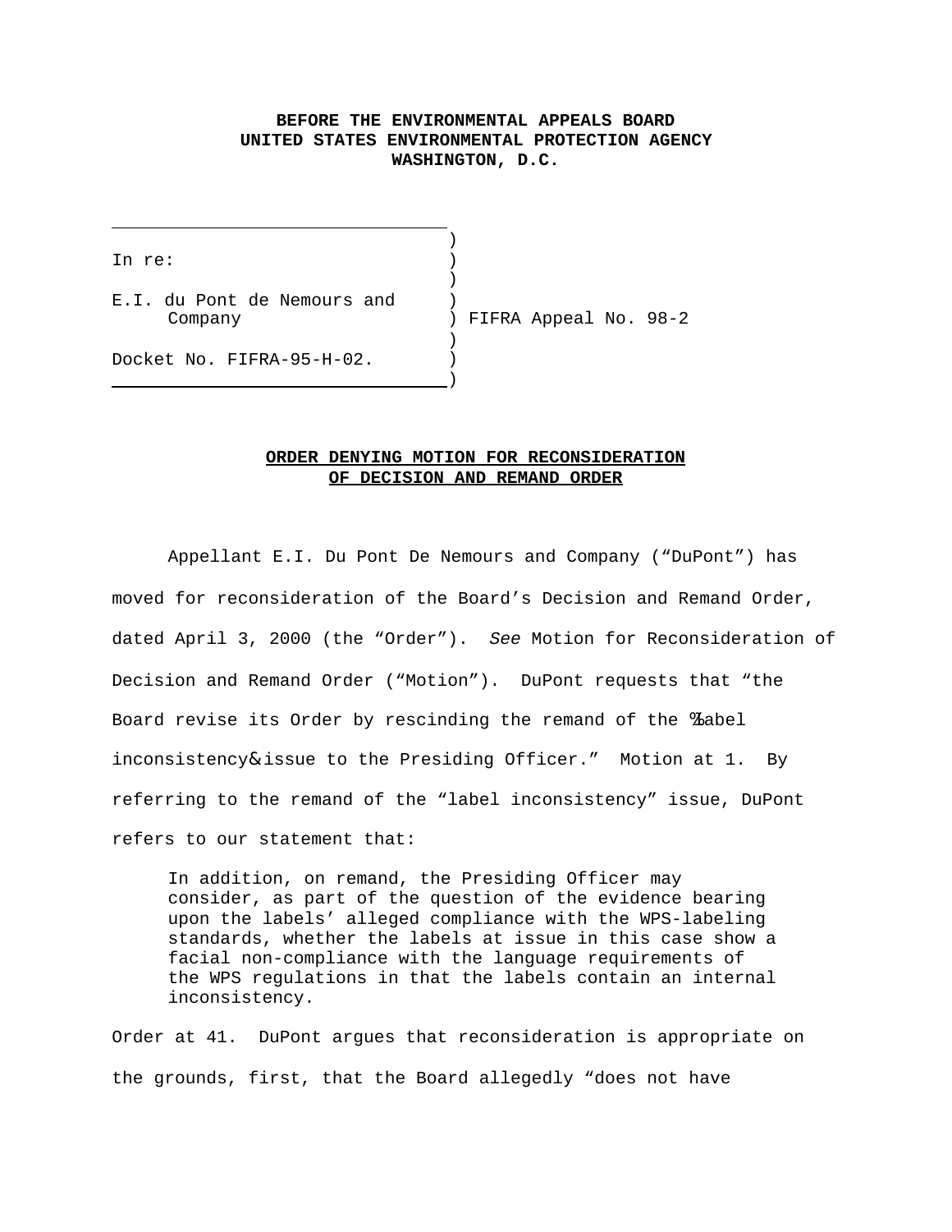**BEFORE THE ENVIRONMENTAL APPEALS BOARD**
**UNITED STATES ENVIRONMENTAL PROTECTION AGENCY**
**WASHINGTON, D.C.**

| | |
|---|---|
| In re:<br><br>E.I. du Pont de Nemours and Company<br><br>Docket No. FIFRA-95-H-02. | FIFRA Appeal No. 98-2 |

**ORDER DENYING MOTION FOR RECONSIDERATION OF DECISION AND REMAND ORDER**

Appellant E.I. Du Pont De Nemours and Company ("DuPont") has moved for reconsideration of the Board's Decision and Remand Order, dated April 3, 2000 (the "Order"). *See* Motion for Reconsideration of Decision and Remand Order ("Motion"). DuPont requests that "the Board revise its Order by rescinding the remand of the 'label inconsistency' issue to the Presiding Officer." Motion at 1. By referring to the remand of the "label inconsistency" issue, DuPont refers to our statement that:

> In addition, on remand, the Presiding Officer may consider, as part of the question of the evidence bearing upon the labels' alleged compliance with the WPS-labeling standards, whether the labels at issue in this case show a facial non-compliance with the language requirements of the WPS regulations in that the labels contain an internal inconsistency.

Order at 41. DuPont argues that reconsideration is appropriate on the grounds, first, that the Board allegedly "does not have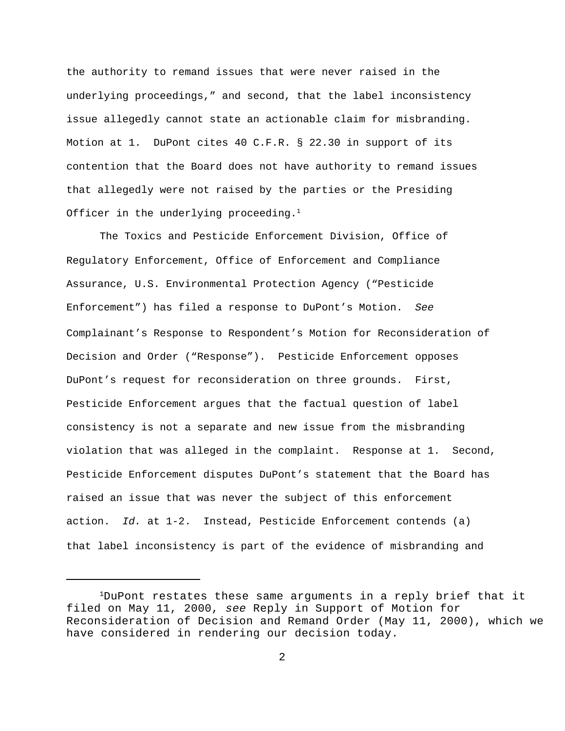the authority to remand issues that were never raised in the underlying proceedings," and second, that the label inconsistency issue allegedly cannot state an actionable claim for misbranding. Motion at 1. DuPont cites 40 C.F.R. § 22.30 in support of its contention that the Board does not have authority to remand issues that allegedly were not raised by the parties or the Presiding Officer in the underlying proceeding.[1]

The Toxics and Pesticide Enforcement Division, Office of Regulatory Enforcement, Office of Enforcement and Compliance Assurance, U.S. Environmental Protection Agency ("Pesticide Enforcement") has filed a response to DuPont's Motion. *See* Complainant's Response to Respondent's Motion for Reconsideration of Decision and Order ("Response"). Pesticide Enforcement opposes DuPont's request for reconsideration on three grounds. First, Pesticide Enforcement argues that the factual question of label consistency is not a separate and new issue from the misbranding violation that was alleged in the complaint. Response at 1. Second, Pesticide Enforcement disputes DuPont's statement that the Board has raised an issue that was never the subject of this enforcement action. *Id.* at 1-2. Instead, Pesticide Enforcement contends (a) that label inconsistency is part of the evidence of misbranding and

[1]DuPont restates these same arguments in a reply brief that it filed on May 11, 2000, *see* Reply in Support of Motion for Reconsideration of Decision and Remand Order (May 11, 2000), which we have considered in rendering our decision today.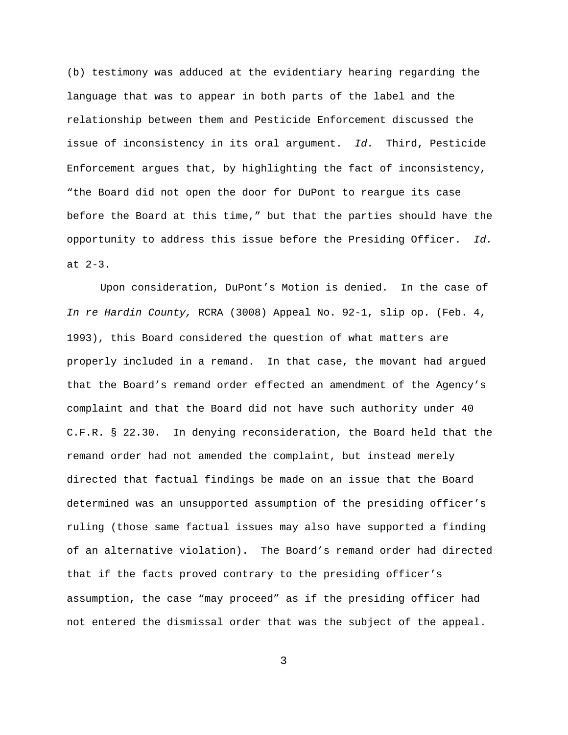(b) testimony was adduced at the evidentiary hearing regarding the language that was to appear in both parts of the label and the relationship between them and Pesticide Enforcement discussed the issue of inconsistency in its oral argument. *Id.* Third, Pesticide Enforcement argues that, by highlighting the fact of inconsistency, "the Board did not open the door for DuPont to reargue its case before the Board at this time," but that the parties should have the opportunity to address this issue before the Presiding Officer. *Id.* at 2-3.

Upon consideration, DuPont's Motion is denied. In the case of *In re Hardin County,* RCRA (3008) Appeal No. 92-1, slip op. (Feb. 4, 1993), this Board considered the question of what matters are properly included in a remand. In that case, the movant had argued that the Board's remand order effected an amendment of the Agency's complaint and that the Board did not have such authority under 40 C.F.R. § 22.30. In denying reconsideration, the Board held that the remand order had not amended the complaint, but instead merely directed that factual findings be made on an issue that the Board determined was an unsupported assumption of the presiding officer's ruling (those same factual issues may also have supported a finding of an alternative violation). The Board's remand order had directed that if the facts proved contrary to the presiding officer's assumption, the case "may proceed" as if the presiding officer had not entered the dismissal order that was the subject of the appeal.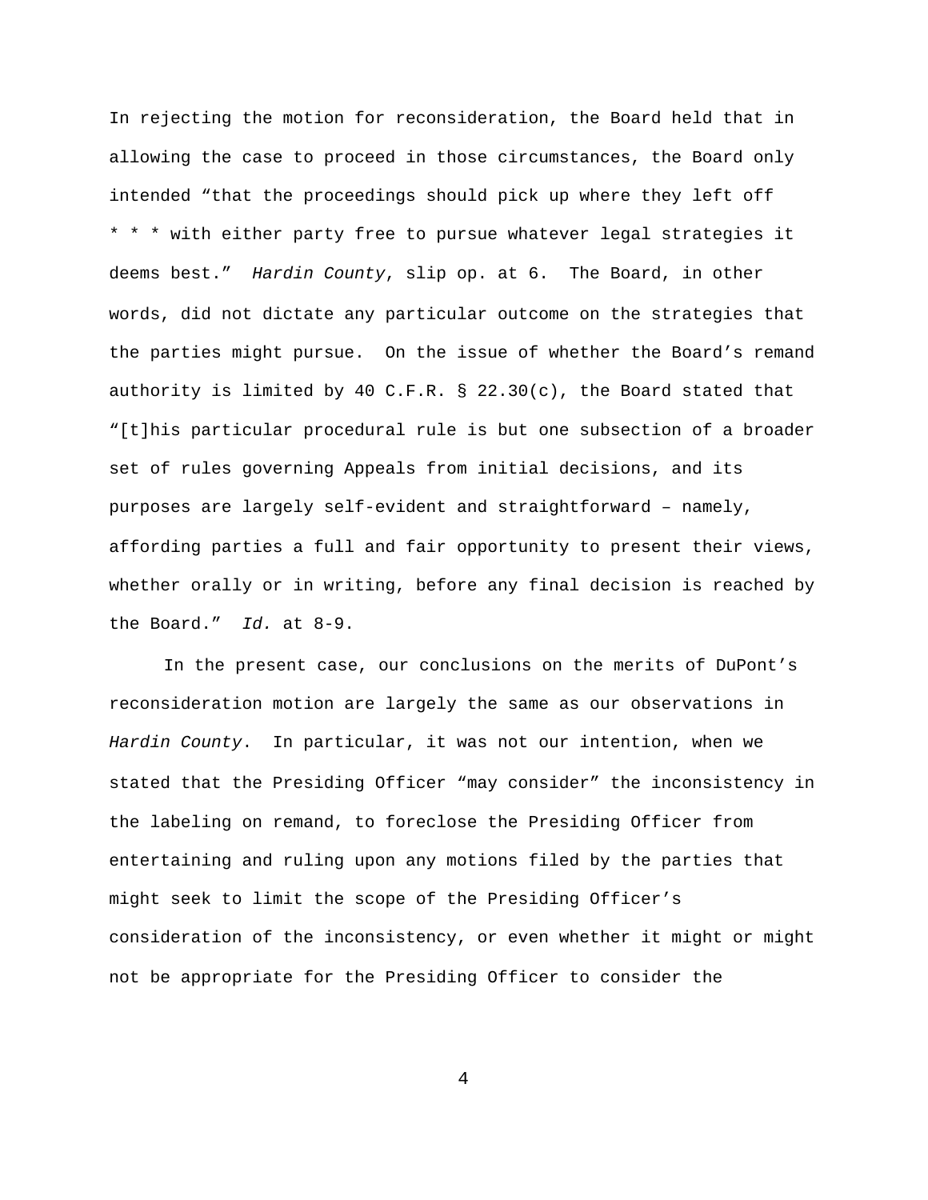In rejecting the motion for reconsideration, the Board held that in allowing the case to proceed in those circumstances, the Board only intended "that the proceedings should pick up where they left off * * * with either party free to pursue whatever legal strategies it deems best." *Hardin County*, slip op. at 6. The Board, in other words, did not dictate any particular outcome on the strategies that the parties might pursue. On the issue of whether the Board's remand authority is limited by 40 C.F.R. § 22.30(c), the Board stated that "[t]his particular procedural rule is but one subsection of a broader set of rules governing Appeals from initial decisions, and its purposes are largely self-evident and straightforward – namely, affording parties a full and fair opportunity to present their views, whether orally or in writing, before any final decision is reached by the Board." *Id.* at 8-9.

In the present case, our conclusions on the merits of DuPont's reconsideration motion are largely the same as our observations in *Hardin County*. In particular, it was not our intention, when we stated that the Presiding Officer "may consider" the inconsistency in the labeling on remand, to foreclose the Presiding Officer from entertaining and ruling upon any motions filed by the parties that might seek to limit the scope of the Presiding Officer's consideration of the inconsistency, or even whether it might or might not be appropriate for the Presiding Officer to consider the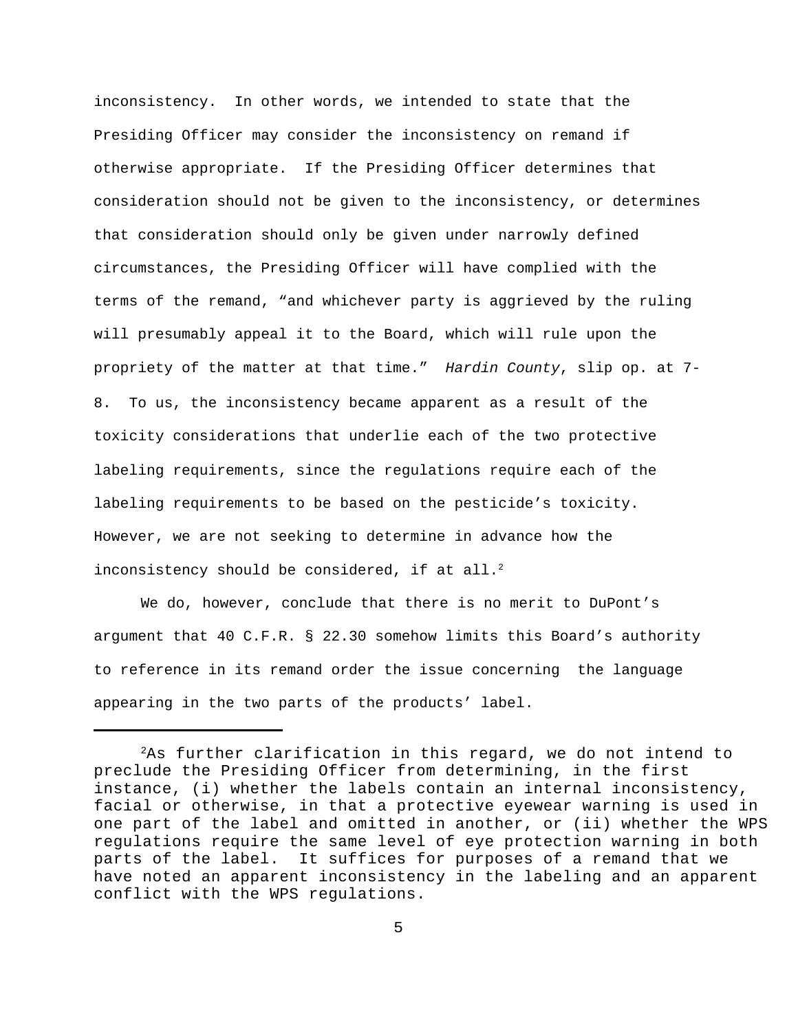inconsistency. In other words, we intended to state that the Presiding Officer may consider the inconsistency on remand if otherwise appropriate. If the Presiding Officer determines that consideration should not be given to the inconsistency, or determines that consideration should only be given under narrowly defined circumstances, the Presiding Officer will have complied with the terms of the remand, "and whichever party is aggrieved by the ruling will presumably appeal it to the Board, which will rule upon the propriety of the matter at that time." *Hardin County*, slip op. at 7-8. To us, the inconsistency became apparent as a result of the toxicity considerations that underlie each of the two protective labeling requirements, since the regulations require each of the labeling requirements to be based on the pesticide's toxicity. However, we are not seeking to determine in advance how the inconsistency should be considered, if at all.[2]

We do, however, conclude that there is no merit to DuPont's argument that 40 C.F.R. § 22.30 somehow limits this Board's authority to reference in its remand order the issue concerning the language appearing in the two parts of the products' label.

---

[2]As further clarification in this regard, we do not intend to preclude the Presiding Officer from determining, in the first instance, (i) whether the labels contain an internal inconsistency, facial or otherwise, in that a protective eyewear warning is used in one part of the label and omitted in another, or (ii) whether the WPS regulations require the same level of eye protection warning in both parts of the label. It suffices for purposes of a remand that we have noted an apparent inconsistency in the labeling and an apparent conflict with the WPS regulations.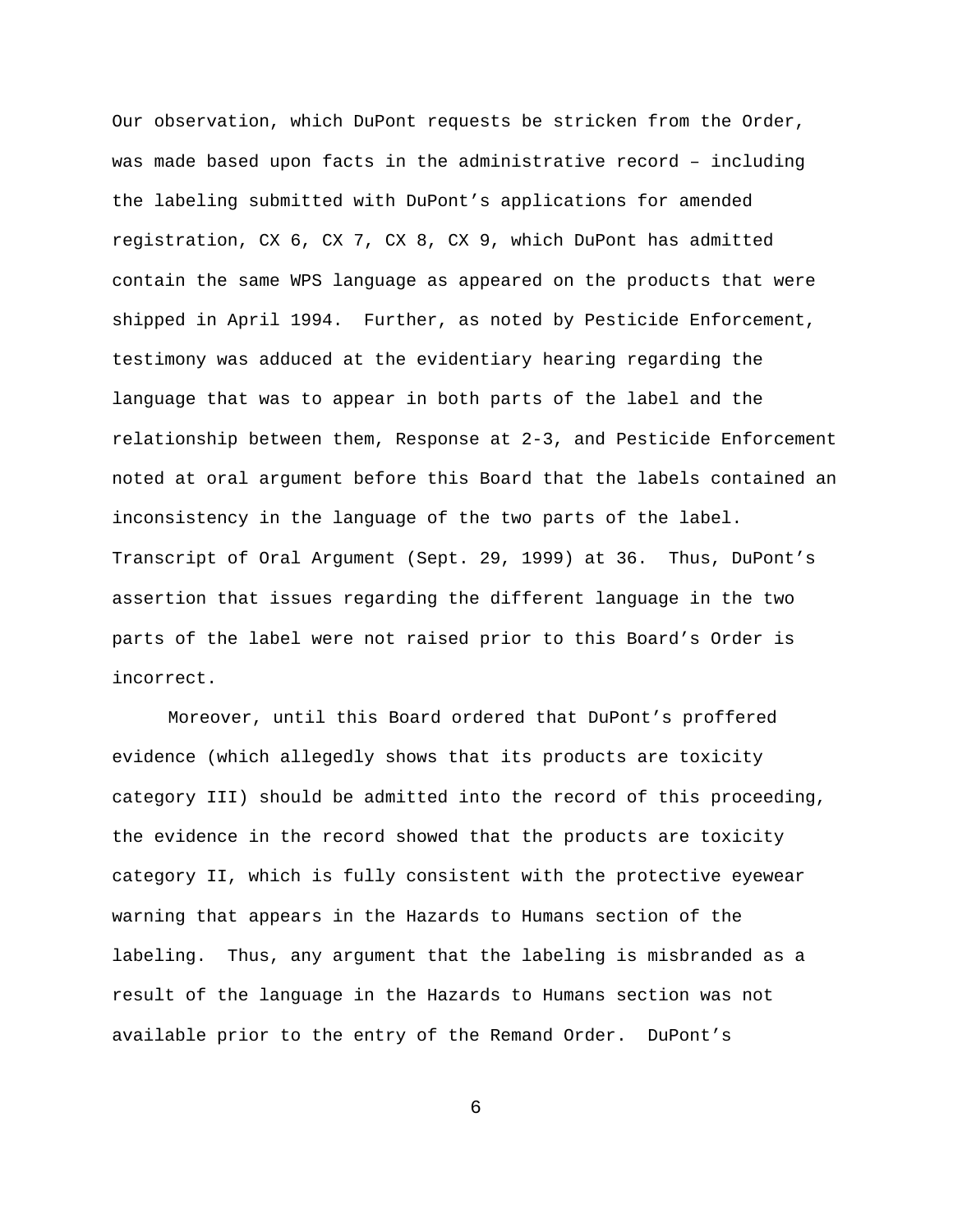Our observation, which DuPont requests be stricken from the Order, was made based upon facts in the administrative record – including the labeling submitted with DuPont's applications for amended registration, CX 6, CX 7, CX 8, CX 9, which DuPont has admitted contain the same WPS language as appeared on the products that were shipped in April 1994. Further, as noted by Pesticide Enforcement, testimony was adduced at the evidentiary hearing regarding the language that was to appear in both parts of the label and the relationship between them, Response at 2-3, and Pesticide Enforcement noted at oral argument before this Board that the labels contained an inconsistency in the language of the two parts of the label. Transcript of Oral Argument (Sept. 29, 1999) at 36. Thus, DuPont's assertion that issues regarding the different language in the two parts of the label were not raised prior to this Board's Order is incorrect.

Moreover, until this Board ordered that DuPont's proffered evidence (which allegedly shows that its products are toxicity category III) should be admitted into the record of this proceeding, the evidence in the record showed that the products are toxicity category II, which is fully consistent with the protective eyewear warning that appears in the Hazards to Humans section of the labeling. Thus, any argument that the labeling is misbranded as a result of the language in the Hazards to Humans section was not available prior to the entry of the Remand Order. DuPont's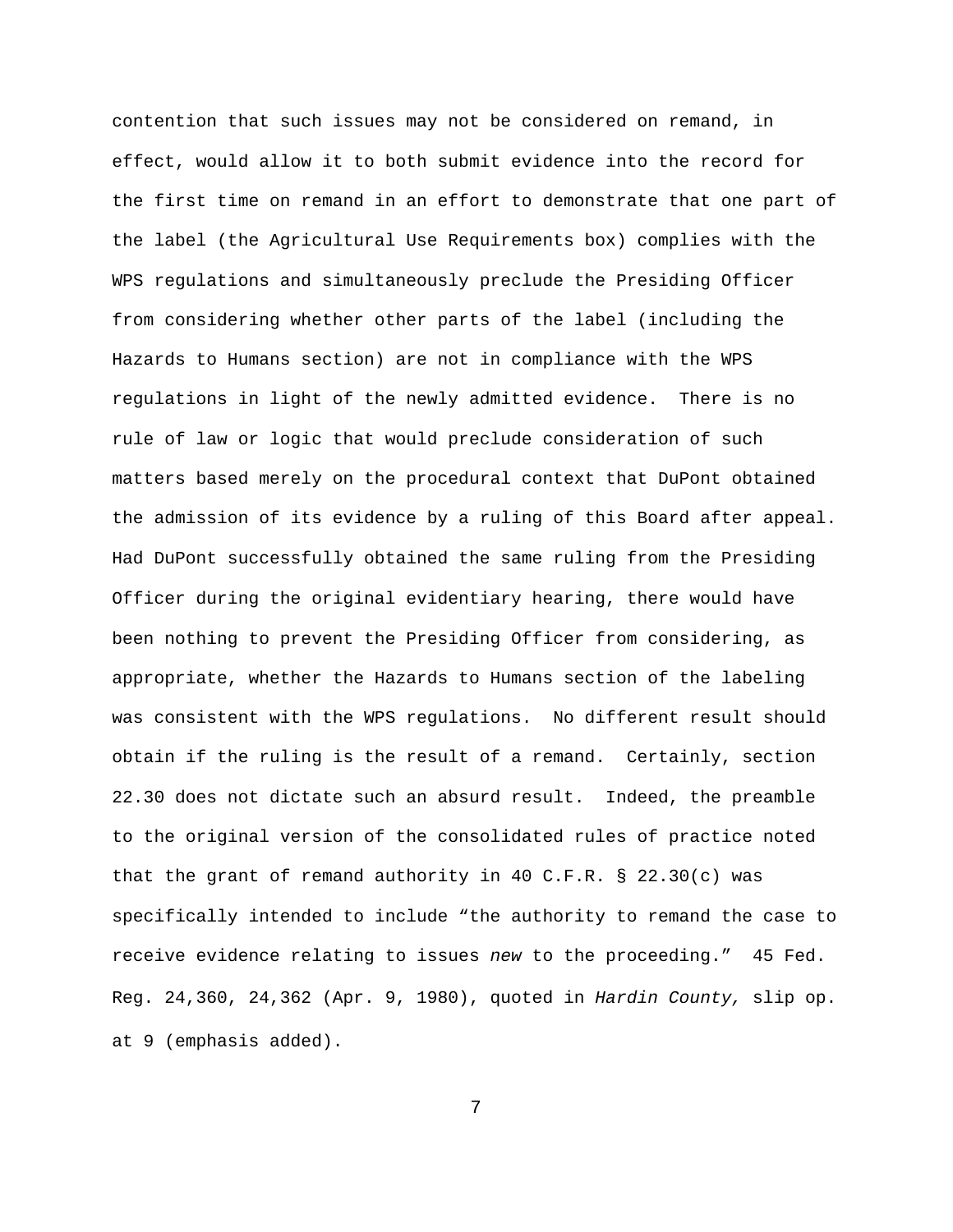contention that such issues may not be considered on remand, in effect, would allow it to both submit evidence into the record for the first time on remand in an effort to demonstrate that one part of the label (the Agricultural Use Requirements box) complies with the WPS regulations and simultaneously preclude the Presiding Officer from considering whether other parts of the label (including the Hazards to Humans section) are not in compliance with the WPS regulations in light of the newly admitted evidence. There is no rule of law or logic that would preclude consideration of such matters based merely on the procedural context that DuPont obtained the admission of its evidence by a ruling of this Board after appeal. Had DuPont successfully obtained the same ruling from the Presiding Officer during the original evidentiary hearing, there would have been nothing to prevent the Presiding Officer from considering, as appropriate, whether the Hazards to Humans section of the labeling was consistent with the WPS regulations. No different result should obtain if the ruling is the result of a remand. Certainly, section 22.30 does not dictate such an absurd result. Indeed, the preamble to the original version of the consolidated rules of practice noted that the grant of remand authority in 40 C.F.R. § 22.30(c) was specifically intended to include "the authority to remand the case to receive evidence relating to issues *new* to the proceeding." 45 Fed. Reg. 24,360, 24,362 (Apr. 9, 1980), quoted in *Hardin County,* slip op. at 9 (emphasis added).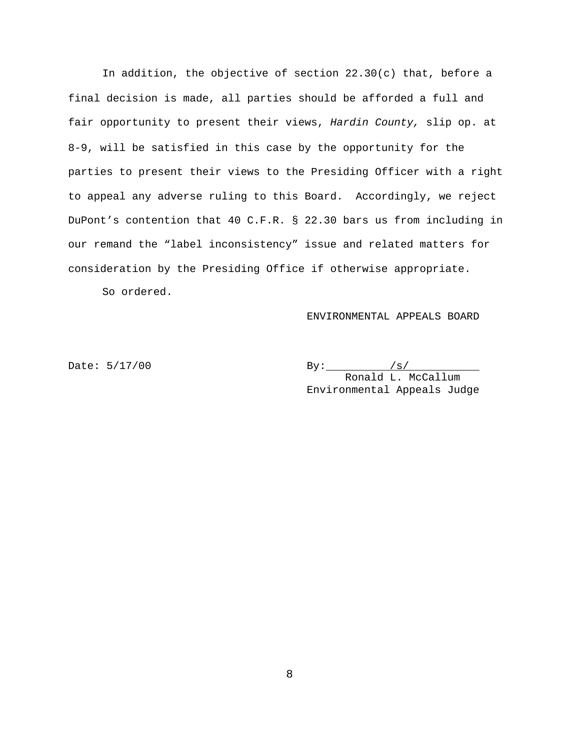In addition, the objective of section 22.30(c) that, before a final decision is made, all parties should be afforded a full and fair opportunity to present their views, *Hardin County,* slip op. at 8-9, will be satisfied in this case by the opportunity for the parties to present their views to the Presiding Officer with a right to appeal any adverse ruling to this Board. Accordingly, we reject DuPont's contention that 40 C.F.R. § 22.30 bars us from including in our remand the "label inconsistency" issue and related matters for consideration by the Presiding Office if otherwise appropriate.

So ordered.

ENVIRONMENTAL APPEALS BOARD

Date: 5/17/00

By: /s/
Ronald L. McCallum
Environmental Appeals Judge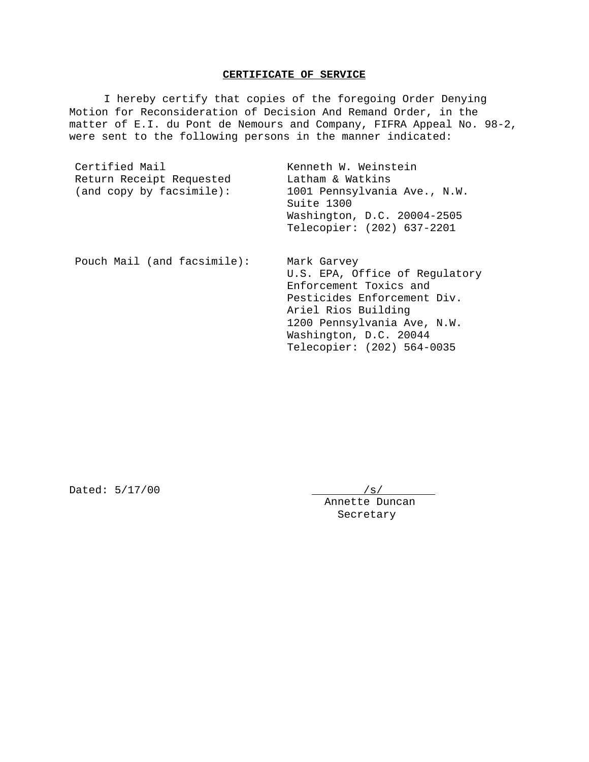**CERTIFICATE OF SERVICE**

I hereby certify that copies of the foregoing Order Denying Motion for Reconsideration of Decision And Remand Order, in the matter of E.I. du Pont de Nemours and Company, FIFRA Appeal No. 98-2, were sent to the following persons in the manner indicated:

| | |
|---|---|
| Certified Mail<br>Return Receipt Requested<br>(and copy by facsimile): | Kenneth W. Weinstein<br>Latham & Watkins<br>1001 Pennsylvania Ave., N.W.<br>Suite 1300<br>Washington, D.C. 20004-2505<br>Telecopier: (202) 637-2201 |
| Pouch Mail (and facsimile): | Mark Garvey<br>U.S. EPA, Office of Regulatory Enforcement Toxics and Pesticides Enforcement Div.<br>Ariel Rios Building<br>1200 Pennsylvania Ave, N.W.<br>Washington, D.C. 20044<br>Telecopier: (202) 564-0035 |

Dated: 5/17/00

/s/
Annette Duncan
Secretary